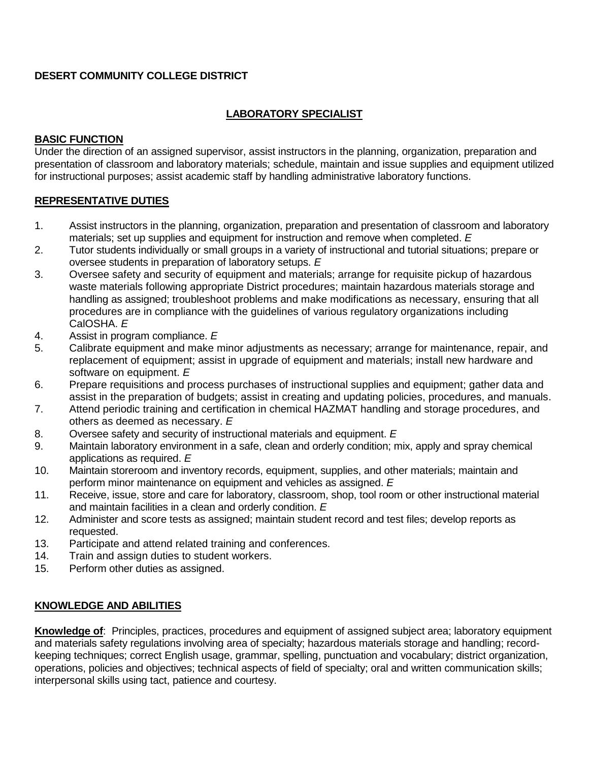**DESERT COMMUNITY COLLEGE DISTRICT**

## LABORATORY SPECIALIST

### BASIC FUNCTION

Under the direction of an assigned supervisor, assist instructors in the planning, organization, preparation and presentation of classroom and laboratory materials; schedule, maintain and issue supplies and equipment utilized for instructional purposes; assist academic staff by handling administrative laboratory functions.

### REPRESENTATIVE DUTIES

1. Assist instructors in the planning, organization, preparation and presentation of classroom and laboratory materials; set up supplies and equipment for instruction and remove when completed. *E*
2. Tutor students individually or small groups in a variety of instructional and tutorial situations; prepare or oversee students in preparation of laboratory setups. *E*
3. Oversee safety and security of equipment and materials; arrange for requisite pickup of hazardous waste materials following appropriate District procedures; maintain hazardous materials storage and handling as assigned; troubleshoot problems and make modifications as necessary, ensuring that all procedures are in compliance with the guidelines of various regulatory organizations including CalOSHA. *E*
4. Assist in program compliance. *E*
5. Calibrate equipment and make minor adjustments as necessary; arrange for maintenance, repair, and replacement of equipment; assist in upgrade of equipment and materials; install new hardware and software on equipment. *E*
6. Prepare requisitions and process purchases of instructional supplies and equipment; gather data and assist in the preparation of budgets; assist in creating and updating policies, procedures, and manuals.
7. Attend periodic training and certification in chemical HAZMAT handling and storage procedures, and others as deemed as necessary. *E*
8. Oversee safety and security of instructional materials and equipment. *E*
9. Maintain laboratory environment in a safe, clean and orderly condition; mix, apply and spray chemical applications as required. *E*
10. Maintain storeroom and inventory records, equipment, supplies, and other materials; maintain and perform minor maintenance on equipment and vehicles as assigned. *E*
11. Receive, issue, store and care for laboratory, classroom, shop, tool room or other instructional material and maintain facilities in a clean and orderly condition. *E*
12. Administer and score tests as assigned; maintain student record and test files; develop reports as requested.
13. Participate and attend related training and conferences.
14. Train and assign duties to student workers.
15. Perform other duties as assigned.

### KNOWLEDGE AND ABILITIES

**Knowledge of**: Principles, practices, procedures and equipment of assigned subject area; laboratory equipment and materials safety regulations involving area of specialty; hazardous materials storage and handling; record-keeping techniques; correct English usage, grammar, spelling, punctuation and vocabulary; district organization, operations, policies and objectives; technical aspects of field of specialty; oral and written communication skills; interpersonal skills using tact, patience and courtesy.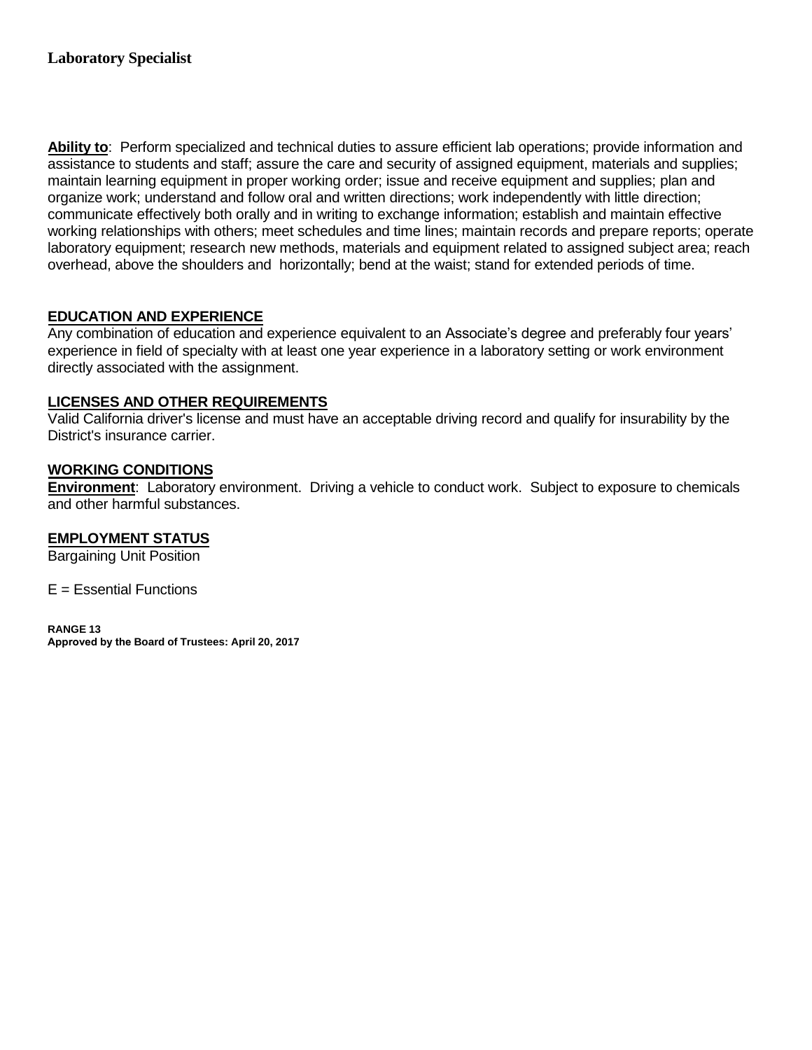**Ability to**: Perform specialized and technical duties to assure efficient lab operations; provide information and assistance to students and staff; assure the care and security of assigned equipment, materials and supplies; maintain learning equipment in proper working order; issue and receive equipment and supplies; plan and organize work; understand and follow oral and written directions; work independently with little direction; communicate effectively both orally and in writing to exchange information; establish and maintain effective working relationships with others; meet schedules and time lines; maintain records and prepare reports; operate laboratory equipment; research new methods, materials and equipment related to assigned subject area; reach overhead, above the shoulders and horizontally; bend at the waist; stand for extended periods of time.

## EDUCATION AND EXPERIENCE

Any combination of education and experience equivalent to an Associate's degree and preferably four years' experience in field of specialty with at least one year experience in a laboratory setting or work environment directly associated with the assignment.

## LICENSES AND OTHER REQUIREMENTS

Valid California driver's license and must have an acceptable driving record and qualify for insurability by the District's insurance carrier.

## WORKING CONDITIONS

**Environment**: Laboratory environment. Driving a vehicle to conduct work. Subject to exposure to chemicals and other harmful substances.

## EMPLOYMENT STATUS

Bargaining Unit Position

E = Essential Functions

**RANGE 13**
**Approved by the Board of Trustees: April 20, 2017**